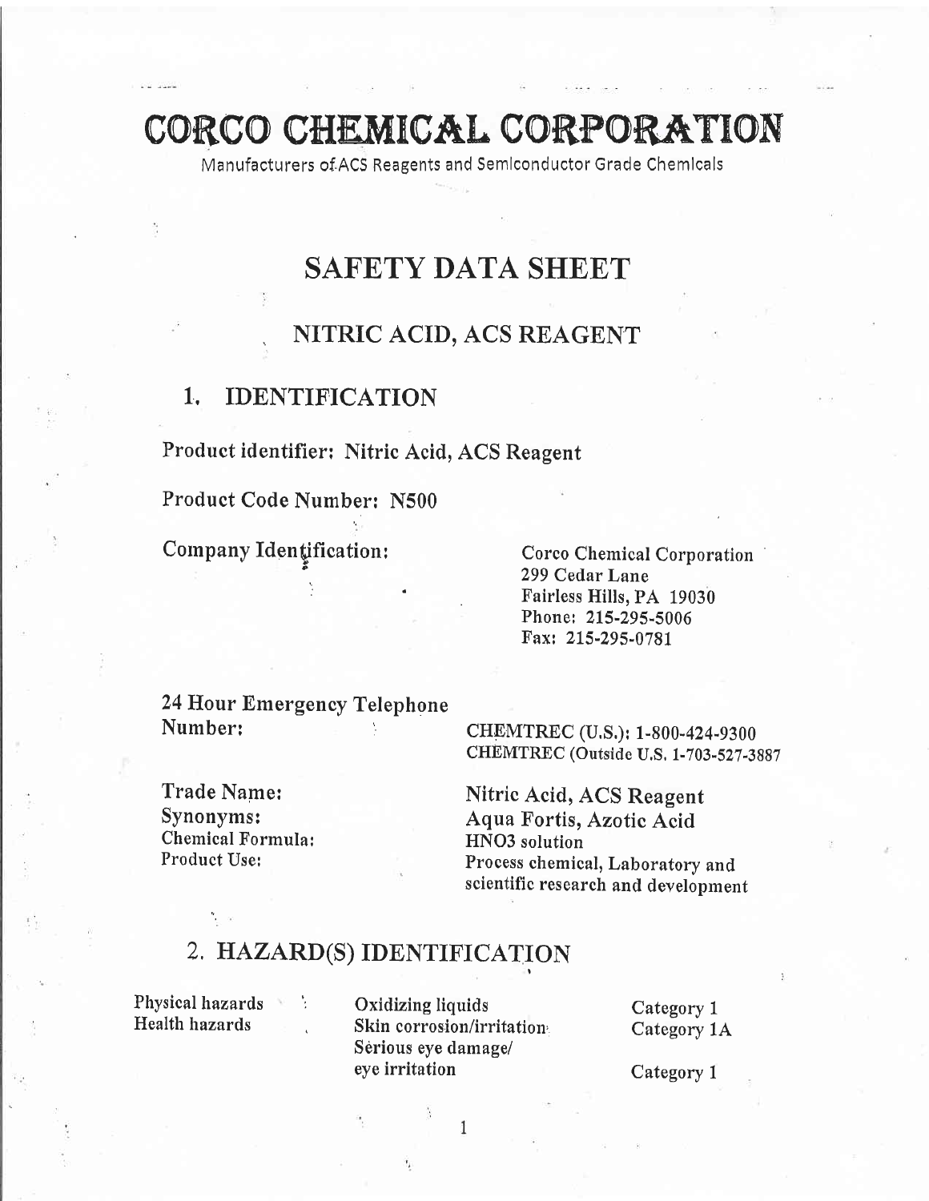# CORCO CHEMICAL CORPORATION

Manufacturers of ACS Reagents and Semiconductor Grade Chemicals

## SAFETY DATA SHEET

### NITRIC ACID, ACS REAGENT

## 1. IDENTIFICATION

Product identifier: Nitric Acid, ACS Reagent

Product Code Number: N500

Company Identification:

Corco Chemical Corporation
299 Cedar Lane
Fairless Hills, PA 19030
Phone: 215-295-5006
Fax: 215-295-0781

24 Hour Emergency Telephone Number:

CHEMTREC (U.S.): 1-800-424-9300
CHEMTREC (Outside U.S. 1-703-527-3887

| | |
|---|---|
| Trade Name: | Nitric Acid, ACS Reagent |
| Synonyms: | Aqua Fortis, Azotic Acid |
| Chemical Formula: | $HNO_3$ solution |
| Product Use: | Process chemical, Laboratory and scientific research and development |

## 2. HAZARD(S) IDENTIFICATION

| | | |
|---|---|---|
| Physical hazards | Oxidizing liquids | Category 1 |
| Health hazards | Skin corrosion/irritation | Category 1A |
| | Serious eye damage/ eye irritation | Category 1 |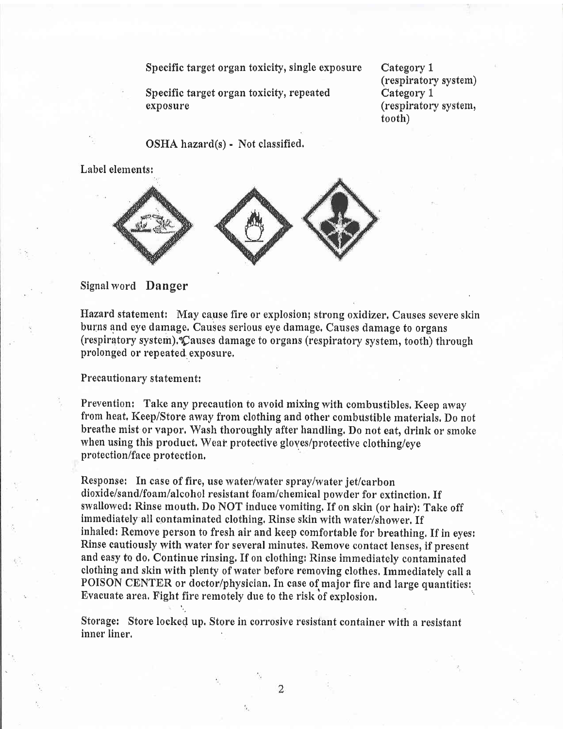| | |
|---|---|
| Specific target organ toxicity, single exposure | Category 1 (respiratory system) |
| Specific target organ toxicity, repeated exposure | Category 1 (respiratory system, tooth) |

OSHA hazard(s) - Not classified.

Label elements:

Signal word **Danger**

Hazard statement: May cause fire or explosion; strong oxidizer. Causes severe skin burns and eye damage. Causes serious eye damage. Causes damage to organs (respiratory system). Causes damage to organs (respiratory system, tooth) through prolonged or repeated exposure.

Precautionary statement:

Prevention: Take any precaution to avoid mixing with combustibles. Keep away from heat. Keep/Store away from clothing and other combustible materials. Do not breathe mist or vapor. Wash thoroughly after handling. Do not eat, drink or smoke when using this product. Wear protective gloves/protective clothing/eye protection/face protection.

Response: In case of fire, use water/water spray/water jet/carbon dioxide/sand/foam/alcohol resistant foam/chemical powder for extinction. If swallowed: Rinse mouth. Do NOT induce vomiting. If on skin (or hair): Take off immediately all contaminated clothing. Rinse skin with water/shower. If inhaled: Remove person to fresh air and keep comfortable for breathing. If in eyes: Rinse cautiously with water for several minutes. Remove contact lenses, if present and easy to do. Continue rinsing. If on clothing: Rinse immediately contaminated clothing and skin with plenty of water before removing clothes. Immediately call a POISON CENTER or doctor/physician. In case of major fire and large quantities: Evacuate area. Fight fire remotely due to the risk of explosion.

Storage: Store locked up. Store in corrosive resistant container with a resistant inner liner.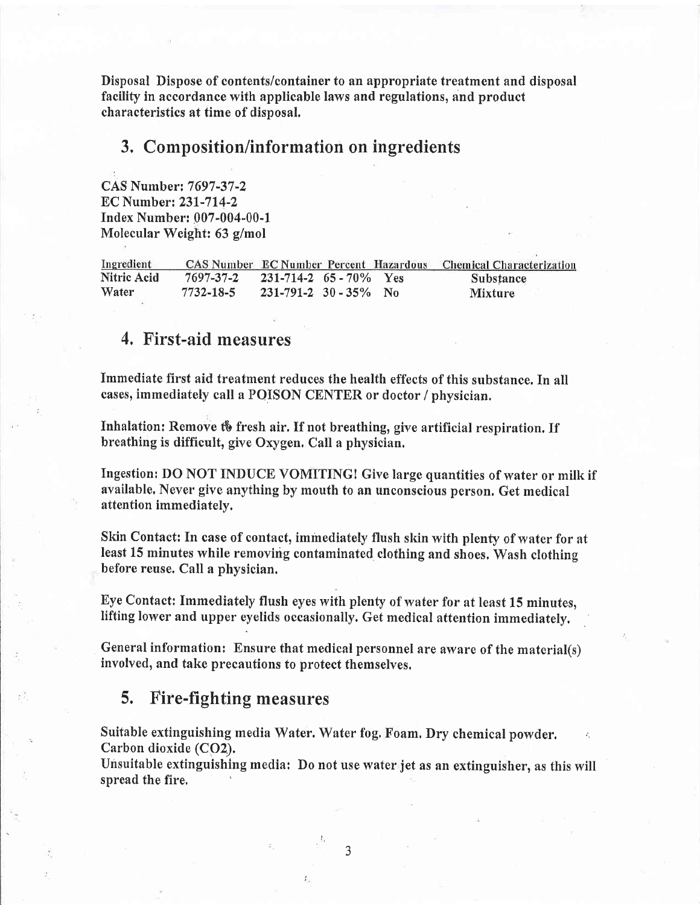Disposal Dispose of contents/container to an appropriate treatment and disposal facility in accordance with applicable laws and regulations, and product characteristics at time of disposal.

## 3. Composition/information on ingredients

CAS Number: 7697-37-2
EC Number: 231-714-2
Index Number: 007-004-00-1
Molecular Weight: 63 g/mol

| Ingredient | CAS Number | EC Number | Percent | Hazardous | Chemical Characterization |
|---|---|---|---|---|---|
| Nitric Acid | 7697-37-2 | 231-714-2 | 65 - 70% | Yes | Substance |
| Water | 7732-18-5 | 231-791-2 | 30 - 35% | No | Mixture |

## 4. First-aid measures

Immediate first aid treatment reduces the health effects of this substance. In all cases, immediately call a POISON CENTER or doctor / physician.

Inhalation: Remove to fresh air. If not breathing, give artificial respiration. If breathing is difficult, give Oxygen. Call a physician.

Ingestion: DO NOT INDUCE VOMITING! Give large quantities of water or milk if available. Never give anything by mouth to an unconscious person. Get medical attention immediately.

Skin Contact: In case of contact, immediately flush skin with plenty of water for at least 15 minutes while removing contaminated clothing and shoes. Wash clothing before reuse. Call a physician.

Eye Contact: Immediately flush eyes with plenty of water for at least 15 minutes, lifting lower and upper eyelids occasionally. Get medical attention immediately.

General information: Ensure that medical personnel are aware of the material(s) involved, and take precautions to protect themselves.

## 5. Fire-fighting measures

Suitable extinguishing media Water. Water fog. Foam. Dry chemical powder. Carbon dioxide ($CO_2$).
Unsuitable extinguishing media: Do not use water jet as an extinguisher, as this will spread the fire.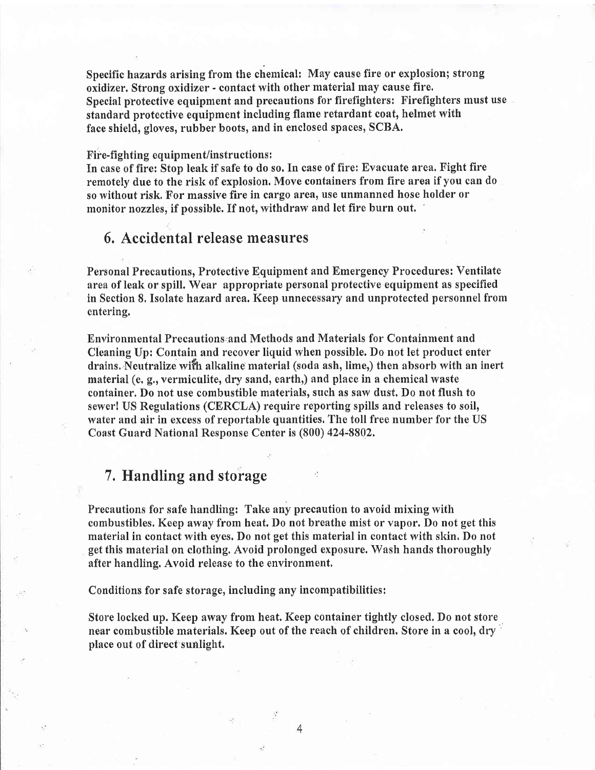Specific hazards arising from the chemical: May cause fire or explosion; strong oxidizer. Strong oxidizer - contact with other material may cause fire.
Special protective equipment and precautions for firefighters: Firefighters must use standard protective equipment including flame retardant coat, helmet with face shield, gloves, rubber boots, and in enclosed spaces, SCBA.

Fire-fighting equipment/instructions:
In case of fire: Stop leak if safe to do so. In case of fire: Evacuate area. Fight fire remotely due to the risk of explosion. Move containers from fire area if you can do so without risk. For massive fire in cargo area, use unmanned hose holder or monitor nozzles, if possible. If not, withdraw and let fire burn out.

## 6. Accidental release measures

Personal Precautions, Protective Equipment and Emergency Procedures: Ventilate area of leak or spill. Wear appropriate personal protective equipment as specified in Section 8. Isolate hazard area. Keep unnecessary and unprotected personnel from entering.

Environmental Precautions and Methods and Materials for Containment and Cleaning Up: Contain and recover liquid when possible. Do not let product enter drains. Neutralize with alkaline material (soda ash, lime,) then absorb with an inert material (e. g., vermiculite, dry sand, earth,) and place in a chemical waste container. Do not use combustible materials, such as saw dust. Do not flush to sewer! US Regulations (CERCLA) require reporting spills and releases to soil, water and air in excess of reportable quantities. The toll free number for the US Coast Guard National Response Center is (800) 424-8802.

## 7. Handling and storage

Precautions for safe handling: Take any precaution to avoid mixing with combustibles. Keep away from heat. Do not breathe mist or vapor. Do not get this material in contact with eyes. Do not get this material in contact with skin. Do not get this material on clothing. Avoid prolonged exposure. Wash hands thoroughly after handling. Avoid release to the environment.

Conditions for safe storage, including any incompatibilities:

Store locked up. Keep away from heat. Keep container tightly closed. Do not store near combustible materials. Keep out of the reach of children. Store in a cool, dry place out of direct sunlight.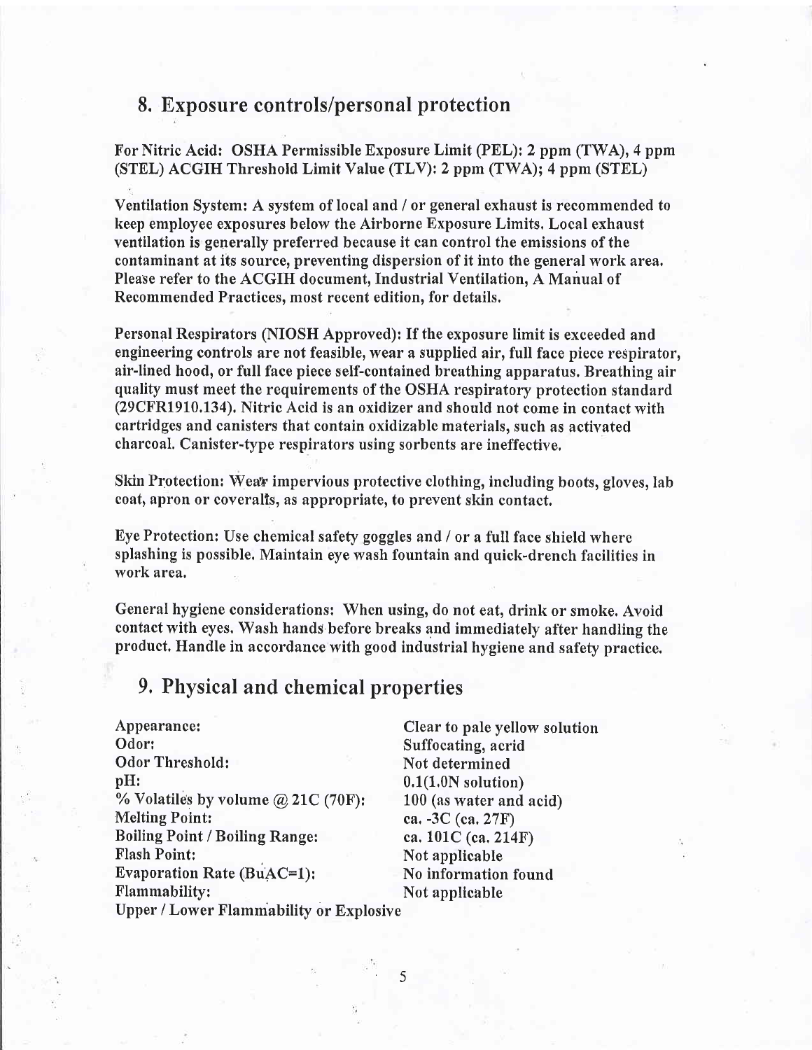## 8. Exposure controls/personal protection

For Nitric Acid: OSHA Permissible Exposure Limit (PEL): 2 ppm (TWA), 4 ppm (STEL) ACGIH Threshold Limit Value (TLV): 2 ppm (TWA); 4 ppm (STEL)

Ventilation System: A system of local and / or general exhaust is recommended to keep employee exposures below the Airborne Exposure Limits. Local exhaust ventilation is generally preferred because it can control the emissions of the contaminant at its source, preventing dispersion of it into the general work area. Please refer to the ACGIH document, Industrial Ventilation, A Manual of Recommended Practices, most recent edition, for details.

Personal Respirators (NIOSH Approved): If the exposure limit is exceeded and engineering controls are not feasible, wear a supplied air, full face piece respirator, air-lined hood, or full face piece self-contained breathing apparatus. Breathing air quality must meet the requirements of the OSHA respiratory protection standard (29CFR1910.134). Nitric Acid is an oxidizer and should not come in contact with cartridges and canisters that contain oxidizable materials, such as activated charcoal. Canister-type respirators using sorbents are ineffective.

Skin Protection: Wear impervious protective clothing, including boots, gloves, lab coat, apron or coveralls, as appropriate, to prevent skin contact.

Eye Protection: Use chemical safety goggles and / or a full face shield where splashing is possible. Maintain eye wash fountain and quick-drench facilities in work area.

General hygiene considerations: When using, do not eat, drink or smoke. Avoid contact with eyes. Wash hands before breaks and immediately after handling the product. Handle in accordance with good industrial hygiene and safety practice.

## 9. Physical and chemical properties

| | |
|---|---|
| Appearance: | Clear to pale yellow solution |
| Odor: | Suffocating, acrid |
| Odor Threshold: | Not determined |
| pH: | 0.1(1.0N solution) |
| % Volatiles by volume @ 21C (70F): | 100 (as water and acid) |
| Melting Point: | ca. -3C (ca. 27F) |
| Boiling Point / Boiling Range: | ca. 101C (ca. 214F) |
| Flash Point: | Not applicable |
| Evaporation Rate (BuAC=1): | No information found |
| Flammability: | Not applicable |
| Upper / Lower Flammability or Explosive | |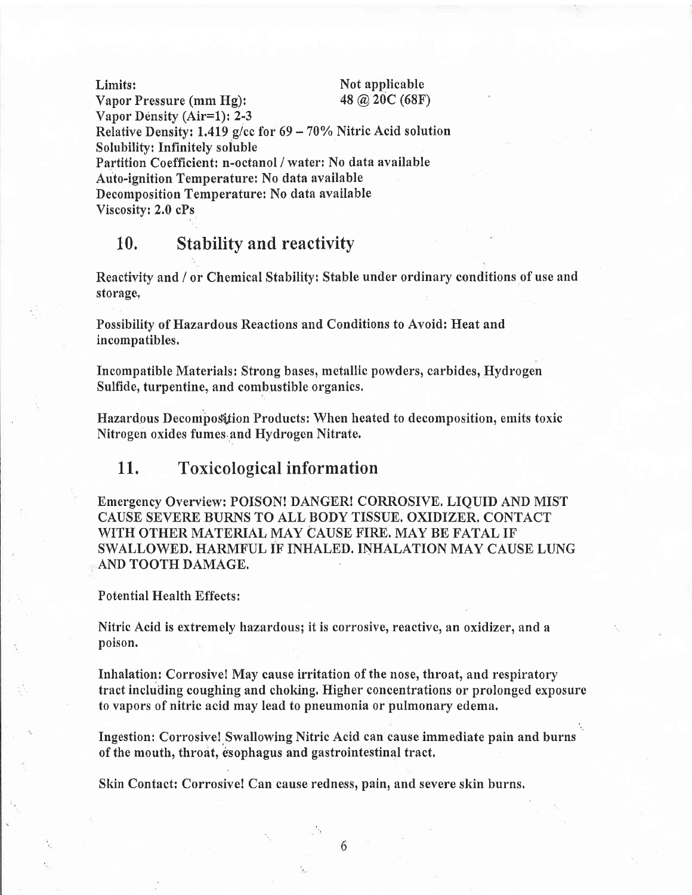Limits: Not applicable

Vapor Pressure (mm Hg): 48 @ 20C (68F)

Vapor Density (Air=1): 2-3

Relative Density: 1.419 g/cc for 69 – 70% Nitric Acid solution

Solubility: Infinitely soluble

Partition Coefficient: n-octanol / water: No data available

Auto-ignition Temperature: No data available

Decomposition Temperature: No data available

Viscosity: 2.0 cPs

## 10. Stability and reactivity

Reactivity and / or Chemical Stability: Stable under ordinary conditions of use and storage.

Possibility of Hazardous Reactions and Conditions to Avoid: Heat and incompatibles.

Incompatible Materials: Strong bases, metallic powders, carbides, Hydrogen Sulfide, turpentine, and combustible organics.

Hazardous Decomposition Products: When heated to decomposition, emits toxic Nitrogen oxides fumes and Hydrogen Nitrate.

## 11. Toxicological information

Emergency Overview: POISON! DANGER! CORROSIVE. LIQUID AND MIST CAUSE SEVERE BURNS TO ALL BODY TISSUE. OXIDIZER. CONTACT WITH OTHER MATERIAL MAY CAUSE FIRE. MAY BE FATAL IF SWALLOWED. HARMFUL IF INHALED. INHALATION MAY CAUSE LUNG AND TOOTH DAMAGE.

Potential Health Effects:

Nitric Acid is extremely hazardous; it is corrosive, reactive, an oxidizer, and a poison.

Inhalation: Corrosive! May cause irritation of the nose, throat, and respiratory tract including coughing and choking. Higher concentrations or prolonged exposure to vapors of nitric acid may lead to pneumonia or pulmonary edema.

Ingestion: Corrosive! Swallowing Nitric Acid can cause immediate pain and burns of the mouth, throat, esophagus and gastrointestinal tract.

Skin Contact: Corrosive! Can cause redness, pain, and severe skin burns.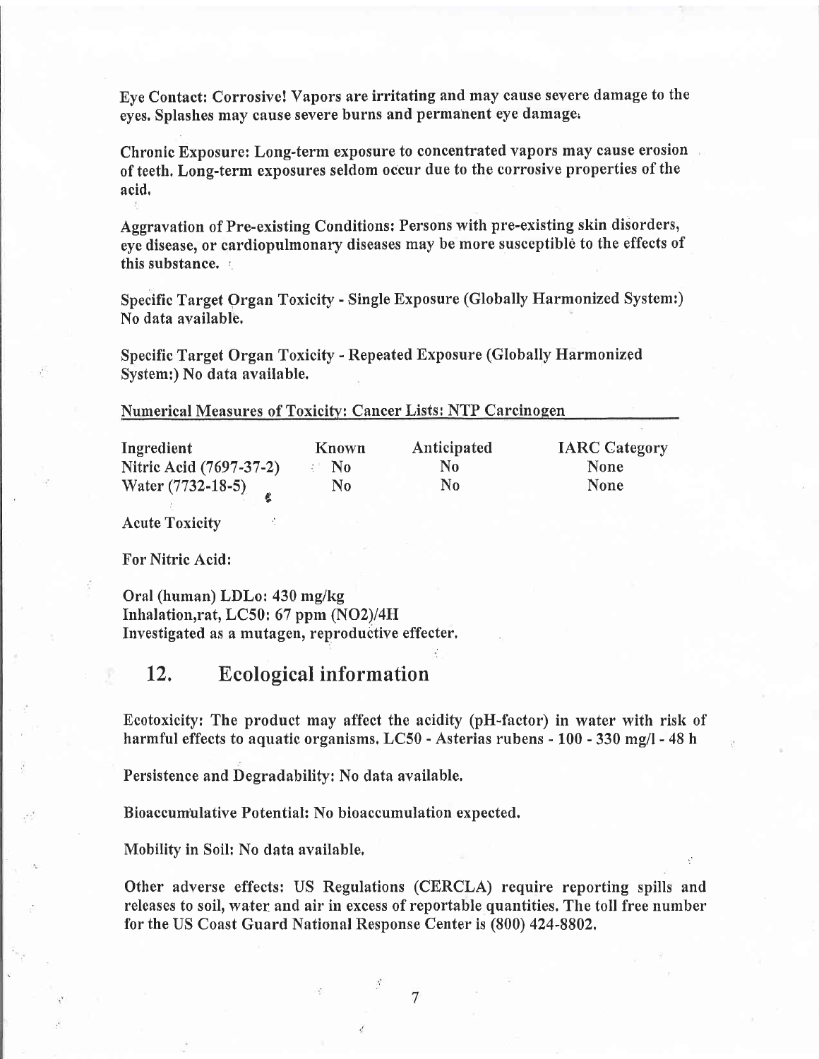Eye Contact: Corrosive! Vapors are irritating and may cause severe damage to the eyes. Splashes may cause severe burns and permanent eye damage.

Chronic Exposure: Long-term exposure to concentrated vapors may cause erosion of teeth. Long-term exposures seldom occur due to the corrosive properties of the acid.

Aggravation of Pre-existing Conditions: Persons with pre-existing skin disorders, eye disease, or cardiopulmonary diseases may be more susceptible to the effects of this substance.

Specific Target Organ Toxicity - Single Exposure (Globally Harmonized System:) No data available.

Specific Target Organ Toxicity - Repeated Exposure (Globally Harmonized System:) No data available.

Numerical Measures of Toxicity: Cancer Lists: NTP Carcinogen

| Ingredient | Known | Anticipated | IARC Category |
|---|---|---|---|
| Nitric Acid (7697-37-2) | No | No | None |
| Water (7732-18-5) | No | No | None |

Acute Toxicity

For Nitric Acid:

Oral (human) LDLo: 430 mg/kg
Inhalation,rat, LC50: 67 ppm ($NO_2$)/4H
Investigated as a mutagen, reproductive effecter.

## 12. Ecological information

Ecotoxicity: The product may affect the acidity (pH-factor) in water with risk of harmful effects to aquatic organisms. LC50 - Asterias rubens - 100 - 330 mg/l - 48 h

Persistence and Degradability: No data available.

Bioaccumulative Potential: No bioaccumulation expected.

Mobility in Soil: No data available.

Other adverse effects: US Regulations (CERCLA) require reporting spills and releases to soil, water and air in excess of reportable quantities. The toll free number for the US Coast Guard National Response Center is (800) 424-8802.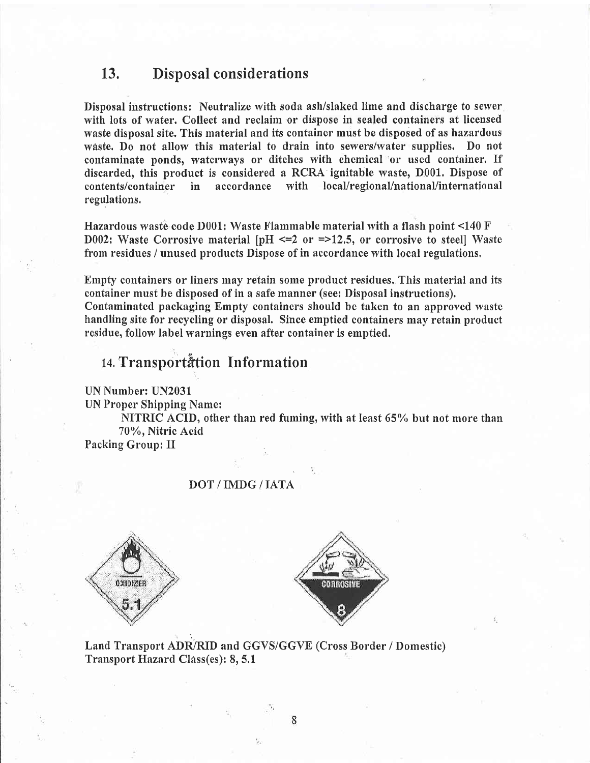## 13. Disposal considerations

**Disposal instructions: Neutralize with soda ash/slaked lime and discharge to sewer with lots of water. Collect and reclaim or dispose in sealed containers at licensed waste disposal site. This material and its container must be disposed of as hazardous waste. Do not allow this material to drain into sewers/water supplies. Do not contaminate ponds, waterways or ditches with chemical or used container. If discarded, this product is considered a RCRA ignitable waste, D001. Dispose of contents/container in accordance with local/regional/national/international regulations.**

**Hazardous waste code D001: Waste Flammable material with a flash point <140 F D002: Waste Corrosive material [pH <=2 or =>12.5, or corrosive to steel] Waste from residues / unused products Dispose of in accordance with local regulations.**

**Empty containers or liners may retain some product residues. This material and its container must be disposed of in a safe manner (see: Disposal instructions). Contaminated packaging Empty containers should be taken to an approved waste handling site for recycling or disposal. Since emptied containers may retain product residue, follow label warnings even after container is emptied.**

## 14. Transportation Information

**UN Number: UN2031**

**UN Proper Shipping Name:**

**NITRIC ACID, other than red fuming, with at least 65% but not more than 70%, Nitric Acid**

**Packing Group: II**

**DOT / IMDG / IATA**

OXIDIZER

5.1

CORROSIVE

8

**Land Transport ADR/RID and GGVS/GGVE (Cross Border / Domestic)**
**Transport Hazard Class(es): 8, 5.1**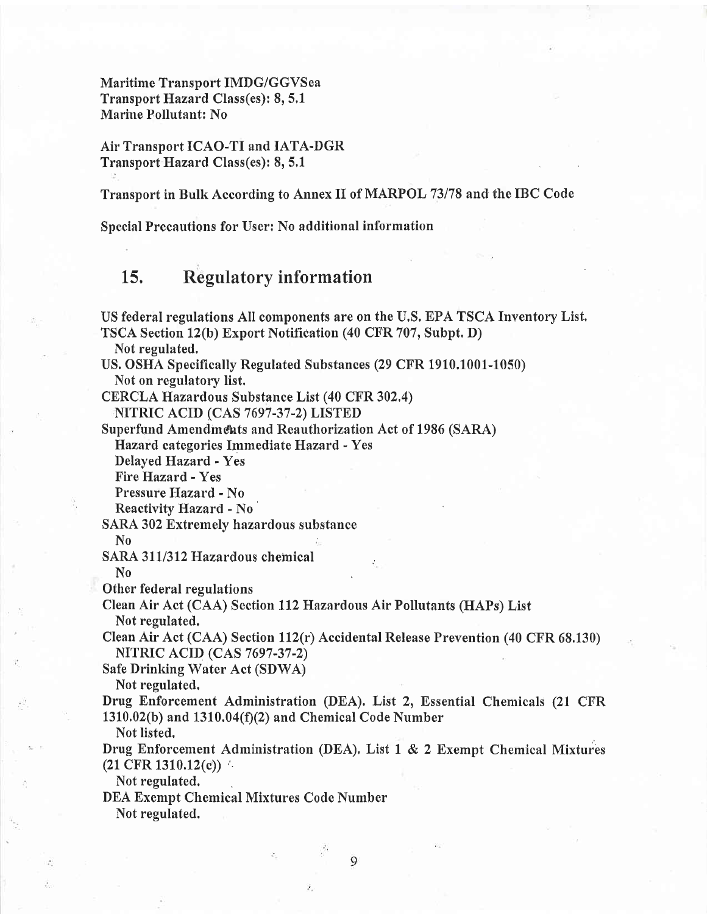Maritime Transport IMDG/GGVSea
Transport Hazard Class(es): 8, 5.1
Marine Pollutant: No

Air Transport ICAO-TI and IATA-DGR
Transport Hazard Class(es): 8, 5.1

Transport in Bulk According to Annex II of MARPOL 73/78 and the IBC Code

Special Precautions for User: No additional information

## 15. Regulatory information

US federal regulations All components are on the U.S. EPA TSCA Inventory List.
TSCA Section 12(b) Export Notification (40 CFR 707, Subpt. D)
Not regulated.
US. OSHA Specifically Regulated Substances (29 CFR 1910.1001-1050)
Not on regulatory list.
CERCLA Hazardous Substance List (40 CFR 302.4)
NITRIC ACID (CAS 7697-37-2) LISTED
Superfund Amendments and Reauthorization Act of 1986 (SARA)
Hazard categories Immediate Hazard - Yes
Delayed Hazard - Yes
Fire Hazard - Yes
Pressure Hazard - No
Reactivity Hazard - No
SARA 302 Extremely hazardous substance
No
SARA 311/312 Hazardous chemical
No
Other federal regulations
Clean Air Act (CAA) Section 112 Hazardous Air Pollutants (HAPs) List
Not regulated.
Clean Air Act (CAA) Section 112(r) Accidental Release Prevention (40 CFR 68.130)
NITRIC ACID (CAS 7697-37-2)
Safe Drinking Water Act (SDWA)
Not regulated.
Drug Enforcement Administration (DEA). List 2, Essential Chemicals (21 CFR 1310.02(b) and 1310.04(f)(2) and Chemical Code Number
Not listed.
Drug Enforcement Administration (DEA). List 1 & 2 Exempt Chemical Mixtures (21 CFR 1310.12(c))
Not regulated.
DEA Exempt Chemical Mixtures Code Number
Not regulated.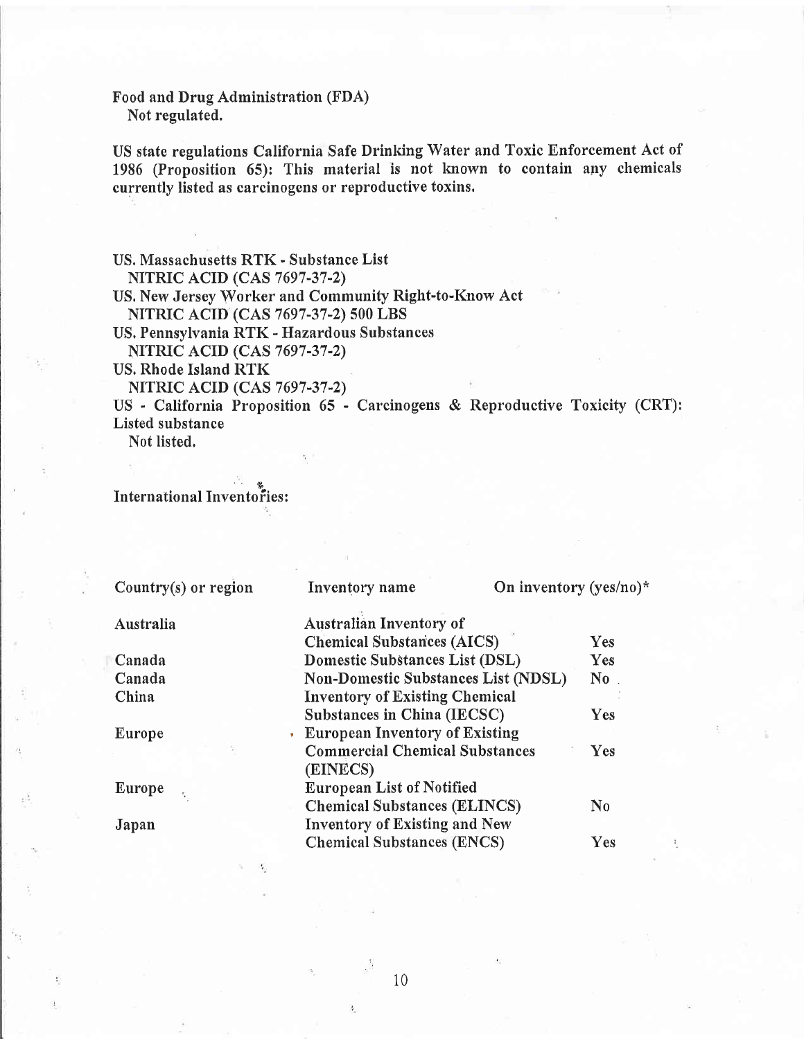**Food and Drug Administration (FDA)**
Not regulated.

US state regulations California Safe Drinking Water and Toxic Enforcement Act of 1986 (Proposition 65): This material is not known to contain any chemicals currently listed as carcinogens or reproductive toxins.

US. Massachusetts RTK - Substance List
NITRIC ACID (CAS 7697-37-2)
US. New Jersey Worker and Community Right-to-Know Act
NITRIC ACID (CAS 7697-37-2) 500 LBS
US. Pennsylvania RTK - Hazardous Substances
NITRIC ACID (CAS 7697-37-2)
US. Rhode Island RTK
NITRIC ACID (CAS 7697-37-2)
US - California Proposition 65 - Carcinogens & Reproductive Toxicity (CRT): Listed substance
Not listed.

International Inventories:

| Country(s) or region | Inventory name | On inventory (yes/no)* |
|---|---|---|
| Australia | Australian Inventory of Chemical Substances (AICS) | Yes |
| Canada | Domestic Substances List (DSL) | Yes |
| Canada | Non-Domestic Substances List (NDSL) | No |
| China | Inventory of Existing Chemical Substances in China (IECSC) | Yes |
| Europe | European Inventory of Existing Commercial Chemical Substances (EINECS) | Yes |
| Europe | European List of Notified Chemical Substances (ELINCS) | No |
| Japan | Inventory of Existing and New Chemical Substances (ENCS) | Yes |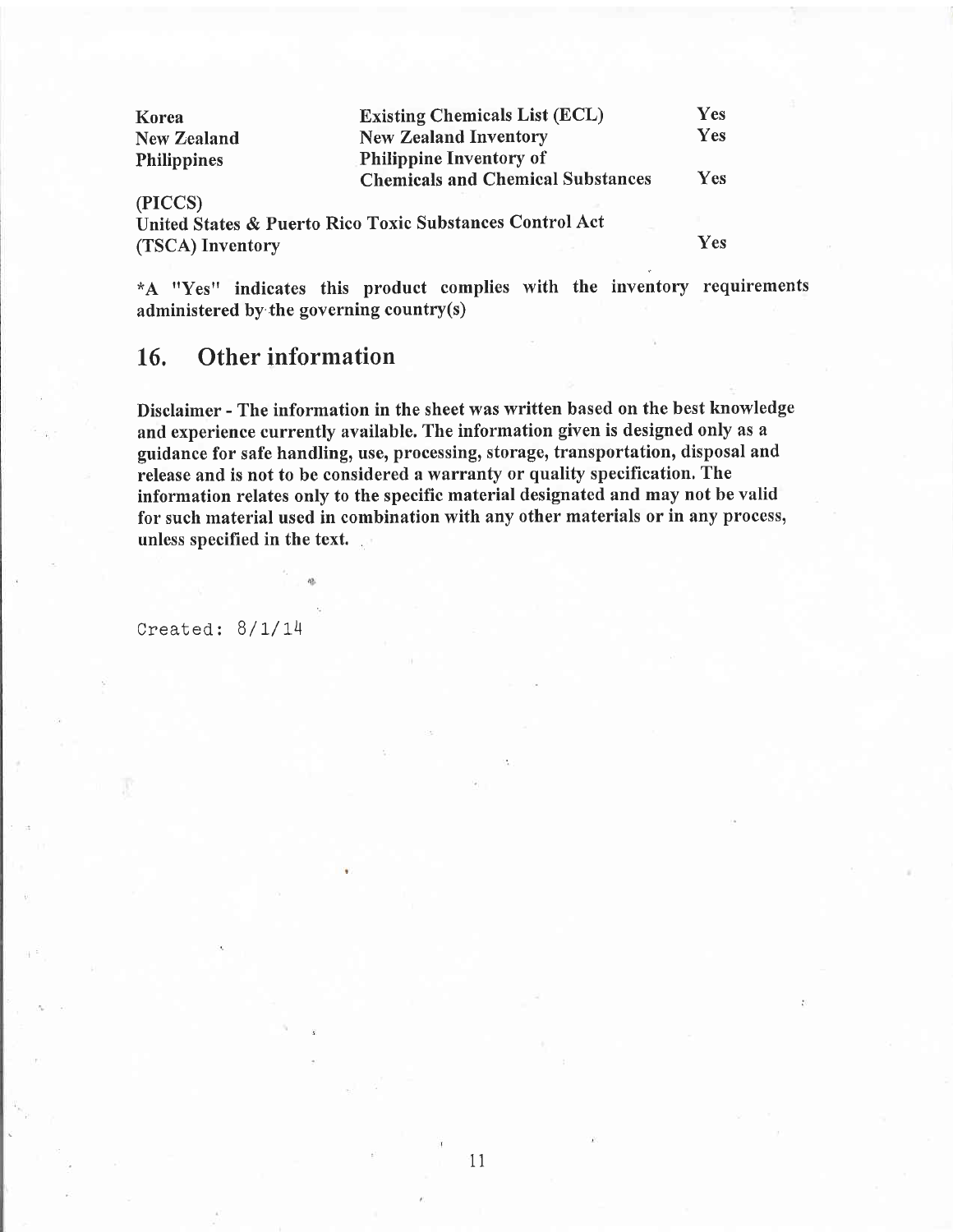| | | |
|---|---|---|
| Korea | Existing Chemicals List (ECL) | Yes |
| New Zealand | New Zealand Inventory | Yes |
| Philippines | Philippine Inventory of Chemicals and Chemical Substances (PICCS) | Yes |
| United States & Puerto Rico Toxic Substances Control Act (TSCA) Inventory | | Yes |

*A "Yes" indicates this product complies with the inventory requirements administered by the governing country(s)

## 16. Other information

**Disclaimer - The information in the sheet was written based on the best knowledge and experience currently available. The information given is designed only as a guidance for safe handling, use, processing, storage, transportation, disposal and release and is not to be considered a warranty or quality specification. The information relates only to the specific material designated and may not be valid for such material used in combination with any other materials or in any process, unless specified in the text.**

Created: 8/1/14